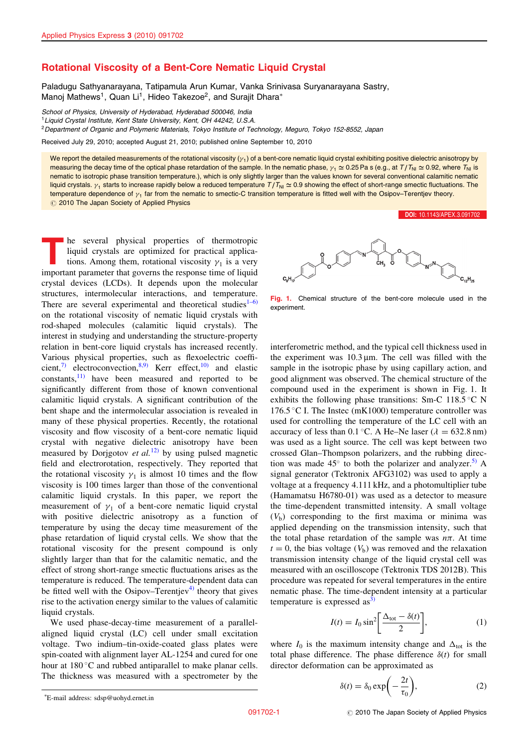# Rotational Viscosity of a Bent-Core Nematic Liquid Crystal

Paladugu Sathyanarayana, Tatipamula Arun Kumar, Vanka Srinivasa Suryanarayana Sastry, Manoj Mathews[1], Quan Li[1], Hideo Takezoe[2], and Surajit Dhara*

School of Physics, University of Hyderabad, Hyderabad 500046, India
[1]Liquid Crystal Institute, Kent State University, Kent, OH 44242, U.S.A.
[2]Department of Organic and Polymeric Materials, Tokyo Institute of Technology, Meguro, Tokyo 152-8552, Japan

Received July 29, 2010; accepted August 21, 2010; published online September 10, 2010

We report the detailed measurements of the rotational viscosity ($\gamma_1$) of a bent-core nematic liquid crystal exhibiting positive dielectric anisotropy by measuring the decay time of the optical phase retardation of the sample. In the nematic phase, $\gamma_1 \simeq 0.25$ Pa s (e.g., at $T/T_{NI} \simeq 0.92$, where $T_{NI}$ is nematic to isotropic phase transition temperature.), which is only slightly larger than the values known for several conventional calamitic nematic liquid crystals. $\gamma_1$ starts to increase rapidly below a reduced temperature $T/T_{NI} \simeq 0.9$ showing the effect of short-range smectic fluctuations. The temperature dependence of $\gamma_1$ far from the nematic to smectic-C transition temperature is fitted well with the Osipov–Terentjev theory.
© 2010 The Japan Society of Applied Physics

DOI: 10.1143/APEX.3.091702

The several physical properties of thermotropic liquid crystals are optimized for practical applications. Among them, rotational viscosity $\gamma_1$ is a very important parameter that governs the response time of liquid crystal devices (LCDs). It depends upon the molecular structures, intermolecular interactions, and temperature. There are several experimental and theoretical studies[1–6] on the rotational viscosity of nematic liquid crystals with rod-shaped molecules (calamitic liquid crystals). The interest in studying and understanding the structure-property relation in bent-core liquid crystals has increased recently. Various physical properties, such as flexoelectric coefficient,[7] electroconvection,[8,9] Kerr effect,[10] and elastic constants,[11] have been measured and reported to be significantly different from those of known conventional calamitic liquid crystals. A significant contribution of the bent shape and the intermolecular association is revealed in many of these physical properties. Recently, the rotational viscosity and flow viscosity of a bent-core nematic liquid crystal with negative dielectric anisotropy have been measured by Dorjgotov *et al.*[12] by using pulsed magnetic field and electrorotation, respectively. They reported that the rotational viscosity $\gamma_1$ is almost 10 times and the flow viscosity is 100 times larger than those of the conventional calamitic liquid crystals. In this paper, we report the measurement of $\gamma_1$ of a bent-core nematic liquid crystal with positive dielectric anisotropy as a function of temperature by using the decay time measurement of the phase retardation of liquid crystal cells. We show that the rotational viscosity for the present compound is only slightly larger than that for the calamitic nematic, and the effect of strong short-range smectic fluctuations arises as the temperature is reduced. The temperature-dependent data can be fitted well with the Osipov–Terentjev[4] theory that gives rise to the activation energy similar to the values of calamitic liquid crystals.

We used phase-decay-time measurement of a parallel-aligned liquid crystal (LC) cell under small excitation voltage. Two indium–tin-oxide-coated glass plates were spin-coated with alignment layer AL-1254 and cured for one hour at 180 °C and rubbed antiparallel to make planar cells. The thickness was measured with a spectrometer by the interferometric method, and the typical cell thickness used in the experiment was 10.3 µm. The cell was filled with the sample in the isotropic phase by using capillary action, and good alignment was observed. The chemical structure of the compound used in the experiment is shown in Fig. 1. It exhibits the following phase transitions: Sm-C 118.5 °C N 176.5 °C I. The Instec (mK1000) temperature controller was used for controlling the temperature of the LC cell with an accuracy of less than 0.1 °C. A He–Ne laser ($\lambda = 632.8$ nm) was used as a light source. The cell was kept between two crossed Glan–Thompson polarizers, and the rubbing direction was made 45° to both the polarizer and analyzer.[5] A signal generator (Tektronix AFG3102) was used to apply a voltage at a frequency 4.111 kHz, and a photomultiplier tube (Hamamatsu H6780-01) was used as a detector to measure the time-dependent transmitted intensity. A small voltage ($V_b$) corresponding to the first maxima or minima was applied depending on the transmission intensity, such that the total phase retardation of the sample was $n\pi$. At time $t = 0$, the bias voltage ($V_b$) was removed and the relaxation transmission intensity change of the liquid crystal cell was measured with an oscilloscope (Tektronix TDS 2012B). This procedure was repeated for several temperatures in the entire nematic phase. The time-dependent intensity at a particular temperature is expressed as[3]

Fig. 1. Chemical structure of the bent-core molecule used in the experiment.

$$I(t) = I_0 \sin^2\left[\frac{\Delta_{tot} - \delta(t)}{2}\right], \tag{1}$$

where $I_0$ is the maximum intensity change and $\Delta_{tot}$ is the total phase difference. The phase difference $\delta(t)$ for small director deformation can be approximated as

$$\delta(t) = \delta_0 \exp\left(-\frac{2t}{\tau_0}\right), \tag{2}$$

*E-mail address: sdsp@uohyd.ernet.in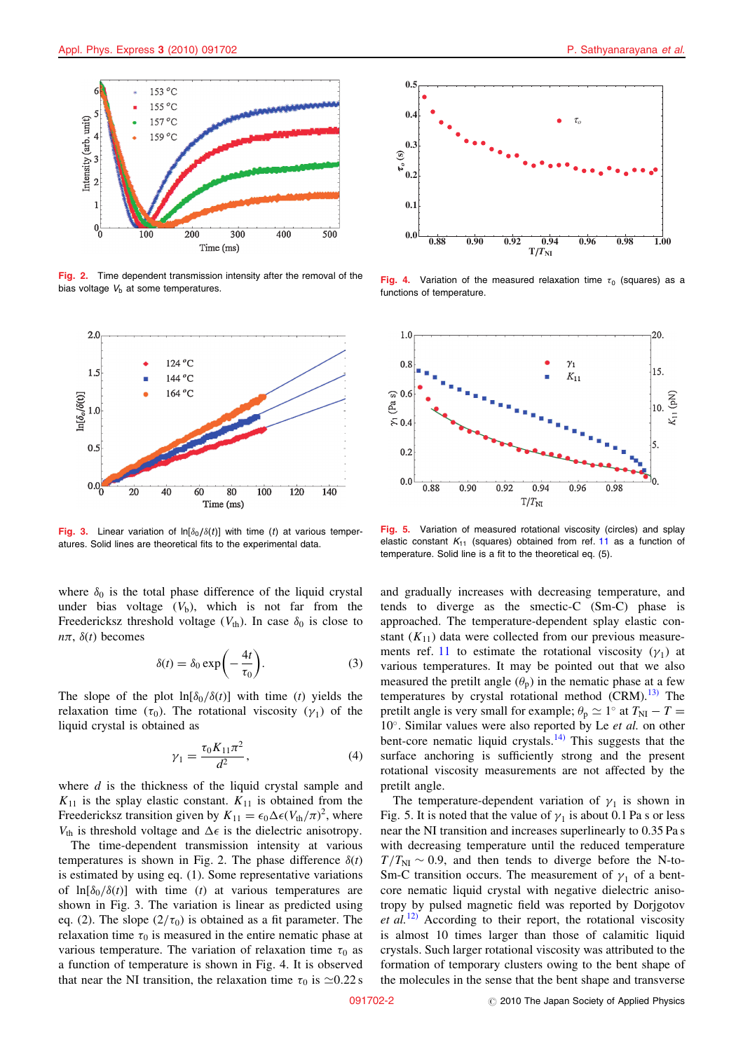Fig. 2. Time dependent transmission intensity after the removal of the bias voltage $V_b$ at some temperatures.

Fig. 3. Linear variation of $\ln[\delta_0/\delta(t)]$ with time ($t$) at various temperatures. Solid lines are theoretical fits to the experimental data.

Fig. 4. Variation of the measured relaxation time $\tau_0$ (squares) as a functions of temperature.

Fig. 5. Variation of measured rotational viscosity (circles) and splay elastic constant $K_{11}$ (squares) obtained from ref. 11 as a function of temperature. Solid line is a fit to the theoretical eq. (5).

where $\delta_0$ is the total phase difference of the liquid crystal under bias voltage ($V_b$), which is not far from the Freedericksz threshold voltage ($V_{th}$). In case $\delta_0$ is close to $n\pi$, $\delta(t)$ becomes

$$\delta(t) = \delta_0 \exp\left(-\frac{4t}{\tau_0}\right). \tag{3}$$

The slope of the plot $\ln[\delta_0/\delta(t)]$ with time ($t$) yields the relaxation time ($\tau_0$). The rotational viscosity ($\gamma_1$) of the liquid crystal is obtained as

$$\gamma_1 = \frac{\tau_0 K_{11} \pi^2}{d^2}, \tag{4}$$

where $d$ is the thickness of the liquid crystal sample and $K_{11}$ is the splay elastic constant. $K_{11}$ is obtained from the Freedericksz transition given by $K_{11} = \epsilon_0 \Delta\epsilon (V_{th}/\pi)^2$, where $V_{th}$ is threshold voltage and $\Delta\epsilon$ is the dielectric anisotropy.

The time-dependent transmission intensity at various temperatures is shown in Fig. 2. The phase difference $\delta(t)$ is estimated by using eq. (1). Some representative variations of $\ln[\delta_0/\delta(t)]$ with time ($t$) at various temperatures are shown in Fig. 3. The variation is linear as predicted using eq. (2). The slope ($2/\tau_0$) is obtained as a fit parameter. The relaxation time $\tau_0$ is measured in the entire nematic phase at various temperature. The variation of relaxation time $\tau_0$ as a function of temperature is shown in Fig. 4. It is observed that near the NI transition, the relaxation time $\tau_0$ is $\simeq 0.22$ s and gradually increases with decreasing temperature, and tends to diverge as the smectic-C (Sm-C) phase is approached. The temperature-dependent splay elastic constant ($K_{11}$) data were collected from our previous measurements ref. 11 to estimate the rotational viscosity ($\gamma_1$) at various temperatures. It may be pointed out that we also measured the pretilt angle ($\theta_p$) in the nematic phase at a few temperatures by crystal rotational method (CRM).[13] The pretilt angle is very small for example; $\theta_p \simeq 1°$ at $T_{NI} - T = 10°$. Similar values were also reported by Le *et al.* on other bent-core nematic liquid crystals.[14] This suggests that the surface anchoring is sufficiently strong and the present rotational viscosity measurements are not affected by the pretilt angle.

The temperature-dependent variation of $\gamma_1$ is shown in Fig. 5. It is noted that the value of $\gamma_1$ is about 0.1 Pa s or less near the NI transition and increases superlinearly to 0.35 Pa s with decreasing temperature until the reduced temperature $T/T_{NI} \sim 0.9$, and then tends to diverge before the N-to-Sm-C transition occurs. The measurement of $\gamma_1$ of a bent-core nematic liquid crystal with negative dielectric anisotropy by pulsed magnetic field was reported by Dorjgotov *et al.*[12] According to their report, the rotational viscosity is almost 10 times larger than those of calamitic liquid crystals. Such larger rotational viscosity was attributed to the formation of temporary clusters owing to the bent shape of the molecules in the sense that the bent shape and transverse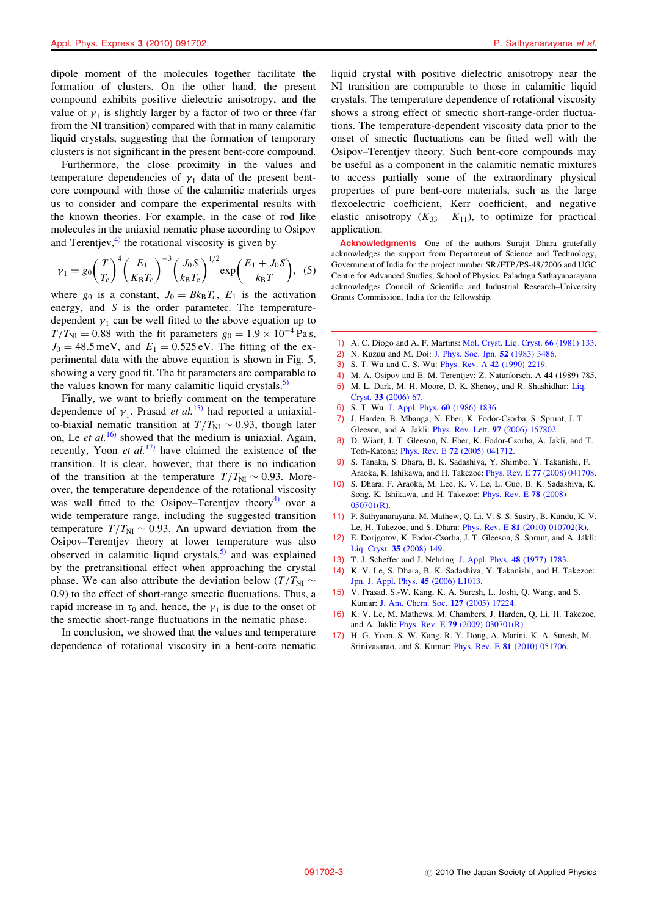dipole moment of the molecules together facilitate the formation of clusters. On the other hand, the present compound exhibits positive dielectric anisotropy, and the value of $\gamma_1$ is slightly larger by a factor of two or three (far from the NI transition) compared with that in many calamitic liquid crystals, suggesting that the formation of temporary clusters is not significant in the present bent-core compound.

Furthermore, the close proximity in the values and temperature dependencies of $\gamma_1$ data of the present bent-core compound with those of the calamitic materials urges us to consider and compare the experimental results with the known theories. For example, in the case of rod like molecules in the uniaxial nematic phase according to Osipov and Terentjev,[4] the rotational viscosity is given by

$$\gamma_1 = g_0\left(\frac{T}{T_c}\right)^4\left(\frac{E_1}{K_B T_c}\right)^{-3}\left(\frac{J_0 S}{k_B T_c}\right)^{1/2}\exp\left(\frac{E_1 + J_0 S}{k_B T}\right), \quad (5)$$

where $g_0$ is a constant, $J_0 = Bk_B T_c$, $E_1$ is the activation energy, and $S$ is the order parameter. The temperature-dependent $\gamma_1$ can be well fitted to the above equation up to $T/T_{NI} = 0.88$ with the fit parameters $g_0 = 1.9 \times 10^{-4}$ Pa s, $J_0 = 48.5$ meV, and $E_1 = 0.525$ eV. The fitting of the experimental data with the above equation is shown in Fig. 5, showing a very good fit. The fit parameters are comparable to the values known for many calamitic liquid crystals.[5]

Finally, we want to briefly comment on the temperature dependence of $\gamma_1$. Prasad *et al.*[15] had reported a uniaxial-to-biaxial nematic transition at $T/T_{NI} \sim 0.93$, though later on, Le *et al.*[16] showed that the medium is uniaxial. Again, recently, Yoon *et al.*[17] have claimed the existence of the transition. It is clear, however, that there is no indication of the transition at the temperature $T/T_{NI} \sim 0.93$. Moreover, the temperature dependence of the rotational viscosity was well fitted to the Osipov–Terentjev theory[4] over a wide temperature range, including the suggested transition temperature $T/T_{NI} \sim 0.93$. An upward deviation from the Osipov–Terentjev theory at lower temperature was also observed in calamitic liquid crystals,[5] and was explained by the pretransitional effect when approaching the crystal phase. We can also attribute the deviation below ($T/T_{NI} \sim 0.9$) to the effect of short-range smectic fluctuations. Thus, a rapid increase in $\tau_0$ and, hence, the $\gamma_1$ is due to the onset of the smectic short-range fluctuations in the nematic phase.

In conclusion, we showed that the values and temperature dependence of rotational viscosity in a bent-core nematic liquid crystal with positive dielectric anisotropy near the NI transition are comparable to those in calamitic liquid crystals. The temperature dependence of rotational viscosity shows a strong effect of smectic short-range-order fluctuations. The temperature-dependent viscosity data prior to the onset of smectic fluctuations can be fitted well with the Osipov–Terentjev theory. Such bent-core compounds may be useful as a component in the calamitic nematic mixtures to access partially some of the extraordinary physical properties of pure bent-core materials, such as the large flexoelectric coefficient, Kerr coefficient, and negative elastic anisotropy ($K_{33} - K_{11}$), to optimize for practical application.

**Acknowledgments** One of the authors Surajit Dhara gratefully acknowledges the support from Department of Science and Technology, Government of India for the project number SR/FTP/PS-48/2006 and UGC Centre for Advanced Studies, School of Physics. Paladugu Sathayanarayana acknowledges Council of Scientific and Industrial Research–University Grants Commission, India for the fellowship.

1) A. C. Diogo and A. F. Martins: Mol. Cryst. Liq. Cryst. **66** (1981) 133.
2) N. Kuzuu and M. Doi: J. Phys. Soc. Jpn. **52** (1983) 3486.
3) S. T. Wu and C. S. Wu: Phys. Rev. A **42** (1990) 2219.
4) M. A. Osipov and E. M. Terentjev: Z. Naturforsch. A **44** (1989) 785.
5) M. L. Dark, M. H. Moore, D. K. Shenoy, and R. Shashidhar: Liq. Cryst. **33** (2006) 67.
6) S. T. Wu: J. Appl. Phys. **60** (1986) 1836.
7) J. Harden, B. Mbanga, N. Eber, K. Fodor-Csorba, S. Sprunt, J. T. Gleeson, and A. Jakli: Phys. Rev. Lett. **97** (2006) 157802.
8) D. Wiant, J. T. Gleeson, N. Eber, K. Fodor-Csorba, A. Jakli, and T. Toth-Katona: Phys. Rev. E **72** (2005) 041712.
9) S. Tanaka, S. Dhara, B. K. Sadashiva, Y. Shimbo, Y. Takanishi, F. Araoka, K. Ishikawa, and H. Takezoe: Phys. Rev. E **77** (2008) 041708.
10) S. Dhara, F. Araoka, M. Lee, K. V. Le, L. Guo, B. K. Sadashiva, K. Song, K. Ishikawa, and H. Takezoe: Phys. Rev. E **78** (2008) 050701(R).
11) P. Sathyanarayana, M. Mathew, Q. Li, V. S. S. Sastry, B. Kundu, K. V. Le, H. Takezoe, and S. Dhara: Phys. Rev. E **81** (2010) 010702(R).
12) E. Dorjgotov, K. Fodor-Csorba, J. T. Gleeson, S. Sprunt, and A. Jákli: Liq. Cryst. **35** (2008) 149.
13) T. J. Scheffer and J. Nehring: J. Appl. Phys. **48** (1977) 1783.
14) K. V. Le, S. Dhara, B. K. Sadashiva, Y. Takanishi, and H. Takezoe: Jpn. J. Appl. Phys. **45** (2006) L1013.
15) V. Prasad, S.-W. Kang, K. A. Suresh, L. Joshi, Q. Wang, and S. Kumar: J. Am. Chem. Soc. **127** (2005) 17224.
16) K. V. Le, M. Mathews, M. Chambers, J. Harden, Q. Li, H. Takezoe, and A. Jakli: Phys. Rev. E **79** (2009) 030701(R).
17) H. G. Yoon, S. W. Kang, R. Y. Dong, A. Marini, K. A. Suresh, M. Srinivasarao, and S. Kumar: Phys. Rev. E **81** (2010) 051706.